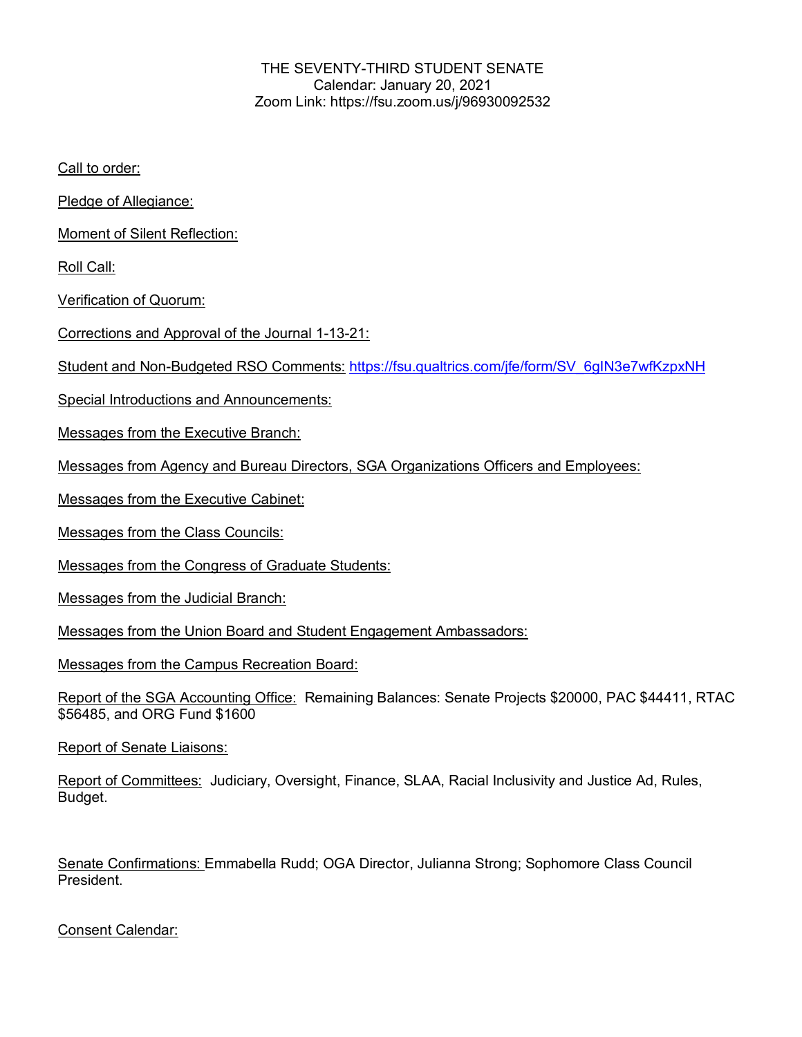THE SEVENTY-THIRD STUDENT SENATE
Calendar: January 20, 2021
Zoom Link: https://fsu.zoom.us/j/96930092532

Call to order:

Pledge of Allegiance:

Moment of Silent Reflection:

Roll Call:

Verification of Quorum:

Corrections and Approval of the Journal 1-13-21:

Student and Non-Budgeted RSO Comments: https://fsu.qualtrics.com/jfe/form/SV_6gIN3e7wfKzpxNH

Special Introductions and Announcements:

Messages from the Executive Branch:

Messages from Agency and Bureau Directors, SGA Organizations Officers and Employees:

Messages from the Executive Cabinet:

Messages from the Class Councils:

Messages from the Congress of Graduate Students:

Messages from the Judicial Branch:

Messages from the Union Board and Student Engagement Ambassadors:

Messages from the Campus Recreation Board:

Report of the SGA Accounting Office: Remaining Balances: Senate Projects $20000, PAC $44411, RTAC $56485, and ORG Fund $1600

Report of Senate Liaisons:

Report of Committees: Judiciary, Oversight, Finance, SLAA, Racial Inclusivity and Justice Ad, Rules, Budget.

Senate Confirmations: Emmabella Rudd; OGA Director, Julianna Strong; Sophomore Class Council President.

Consent Calendar: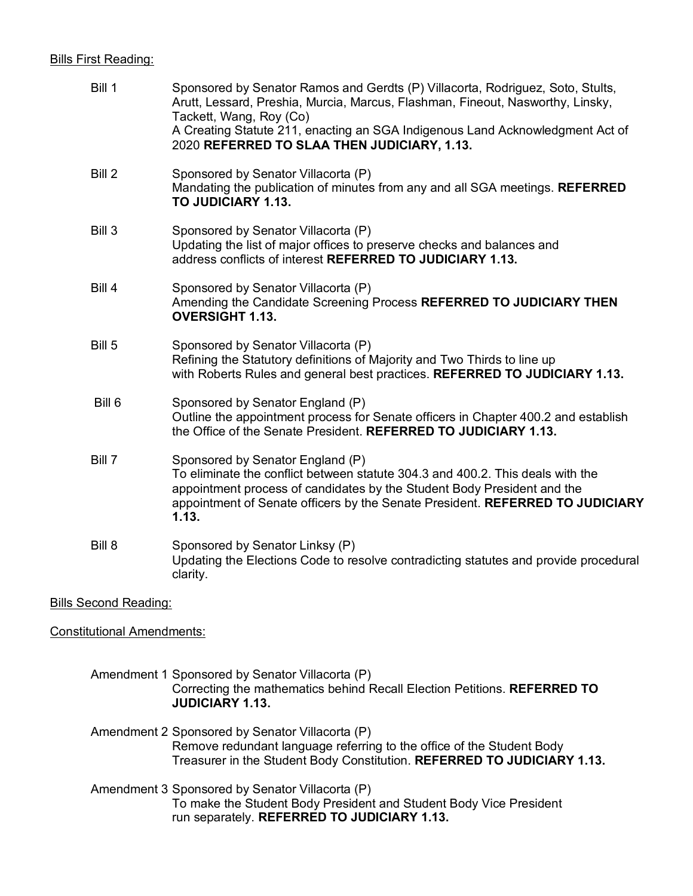Bills First Reading:

Bill 1 Sponsored by Senator Ramos and Gerdts (P) Villacorta, Rodriguez, Soto, Stults, Arutt, Lessard, Preshia, Murcia, Marcus, Flashman, Fineout, Nasworthy, Linsky, Tackett, Wang, Roy (Co)
A Creating Statute 211, enacting an SGA Indigenous Land Acknowledgment Act of 2020 **REFERRED TO SLAA THEN JUDICIARY, 1.13.**

Bill 2 Sponsored by Senator Villacorta (P)
Mandating the publication of minutes from any and all SGA meetings. **REFERRED TO JUDICIARY 1.13.**

Bill 3 Sponsored by Senator Villacorta (P)
Updating the list of major offices to preserve checks and balances and address conflicts of interest **REFERRED TO JUDICIARY 1.13.**

Bill 4 Sponsored by Senator Villacorta (P)
Amending the Candidate Screening Process **REFERRED TO JUDICIARY THEN OVERSIGHT 1.13.**

Bill 5 Sponsored by Senator Villacorta (P)
Refining the Statutory definitions of Majority and Two Thirds to line up with Roberts Rules and general best practices. **REFERRED TO JUDICIARY 1.13.**

Bill 6 Sponsored by Senator England (P)
Outline the appointment process for Senate officers in Chapter 400.2 and establish the Office of the Senate President. **REFERRED TO JUDICIARY 1.13.**

Bill 7 Sponsored by Senator England (P)
To eliminate the conflict between statute 304.3 and 400.2. This deals with the appointment process of candidates by the Student Body President and the appointment of Senate officers by the Senate President. **REFERRED TO JUDICIARY 1.13.**

Bill 8 Sponsored by Senator Linksy (P)
Updating the Elections Code to resolve contradicting statutes and provide procedural clarity.

Bills Second Reading:

Constitutional Amendments:

Amendment 1 Sponsored by Senator Villacorta (P)
Correcting the mathematics behind Recall Election Petitions. **REFERRED TO JUDICIARY 1.13.**

Amendment 2 Sponsored by Senator Villacorta (P)
Remove redundant language referring to the office of the Student Body Treasurer in the Student Body Constitution. **REFERRED TO JUDICIARY 1.13.**

Amendment 3 Sponsored by Senator Villacorta (P)
To make the Student Body President and Student Body Vice President run separately. **REFERRED TO JUDICIARY 1.13.**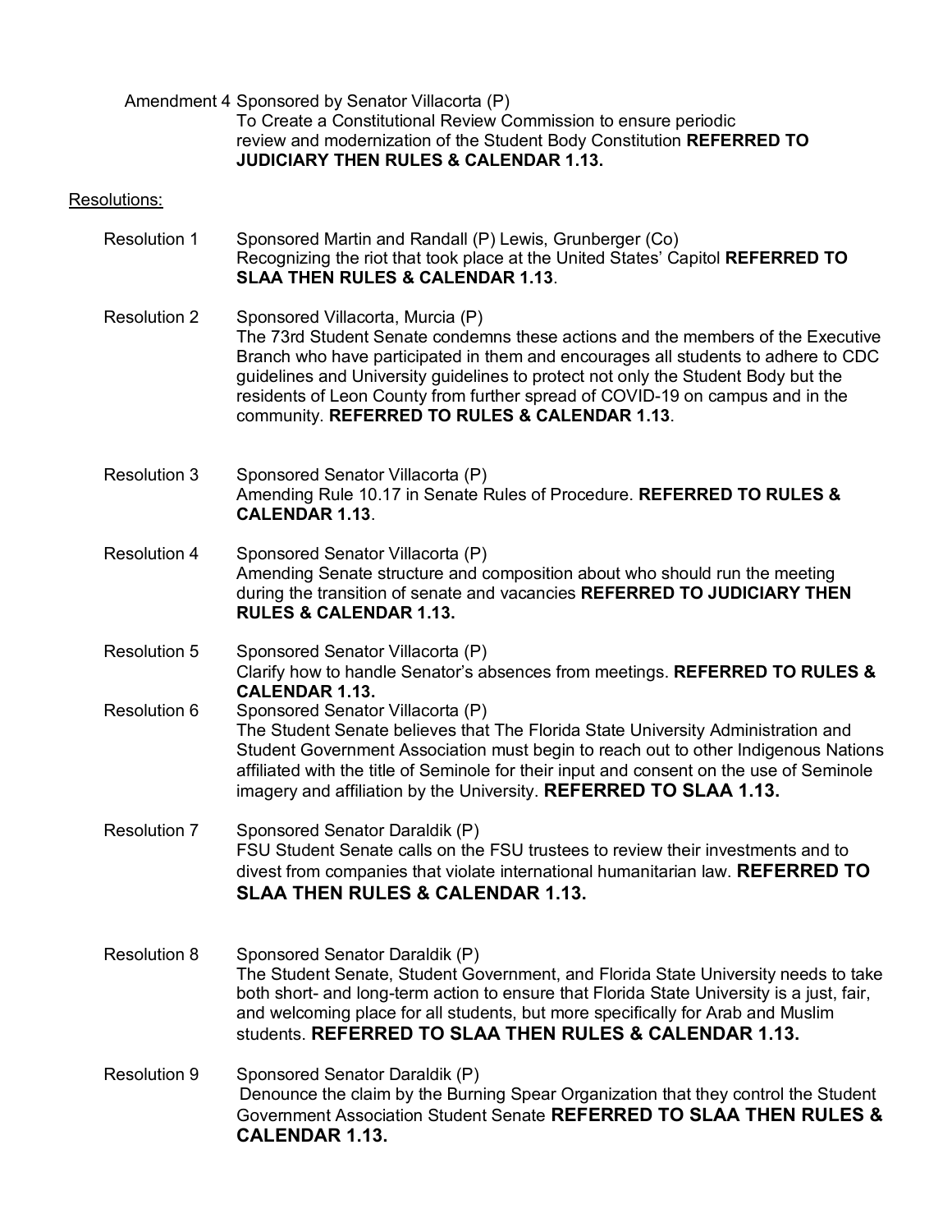Amendment 4 Sponsored by Senator Villacorta (P)
To Create a Constitutional Review Commission to ensure periodic review and modernization of the Student Body Constitution **REFERRED TO JUDICIARY THEN RULES & CALENDAR 1.13.**

Resolutions:

Resolution 1 Sponsored Martin and Randall (P) Lewis, Grunberger (Co)
Recognizing the riot that took place at the United States' Capitol **REFERRED TO SLAA THEN RULES & CALENDAR 1.13**.

Resolution 2 Sponsored Villacorta, Murcia (P)
The 73rd Student Senate condemns these actions and the members of the Executive Branch who have participated in them and encourages all students to adhere to CDC guidelines and University guidelines to protect not only the Student Body but the residents of Leon County from further spread of COVID-19 on campus and in the community. **REFERRED TO RULES & CALENDAR 1.13**.

Resolution 3 Sponsored Senator Villacorta (P)
Amending Rule 10.17 in Senate Rules of Procedure. **REFERRED TO RULES & CALENDAR 1.13**.

Resolution 4 Sponsored Senator Villacorta (P)
Amending Senate structure and composition about who should run the meeting during the transition of senate and vacancies **REFERRED TO JUDICIARY THEN RULES & CALENDAR 1.13.**

Resolution 5 Sponsored Senator Villacorta (P)
Clarify how to handle Senator's absences from meetings. **REFERRED TO RULES & CALENDAR 1.13.**

Resolution 6 Sponsored Senator Villacorta (P)
The Student Senate believes that The Florida State University Administration and Student Government Association must begin to reach out to other Indigenous Nations affiliated with the title of Seminole for their input and consent on the use of Seminole imagery and affiliation by the University. **REFERRED TO SLAA 1.13.**

Resolution 7 Sponsored Senator Daraldik (P)
FSU Student Senate calls on the FSU trustees to review their investments and to divest from companies that violate international humanitarian law. **REFERRED TO SLAA THEN RULES & CALENDAR 1.13.**

Resolution 8 Sponsored Senator Daraldik (P)
The Student Senate, Student Government, and Florida State University needs to take both short- and long-term action to ensure that Florida State University is a just, fair, and welcoming place for all students, but more specifically for Arab and Muslim students. **REFERRED TO SLAA THEN RULES & CALENDAR 1.13.**

Resolution 9 Sponsored Senator Daraldik (P)
Denounce the claim by the Burning Spear Organization that they control the Student Government Association Student Senate **REFERRED TO SLAA THEN RULES & CALENDAR 1.13.**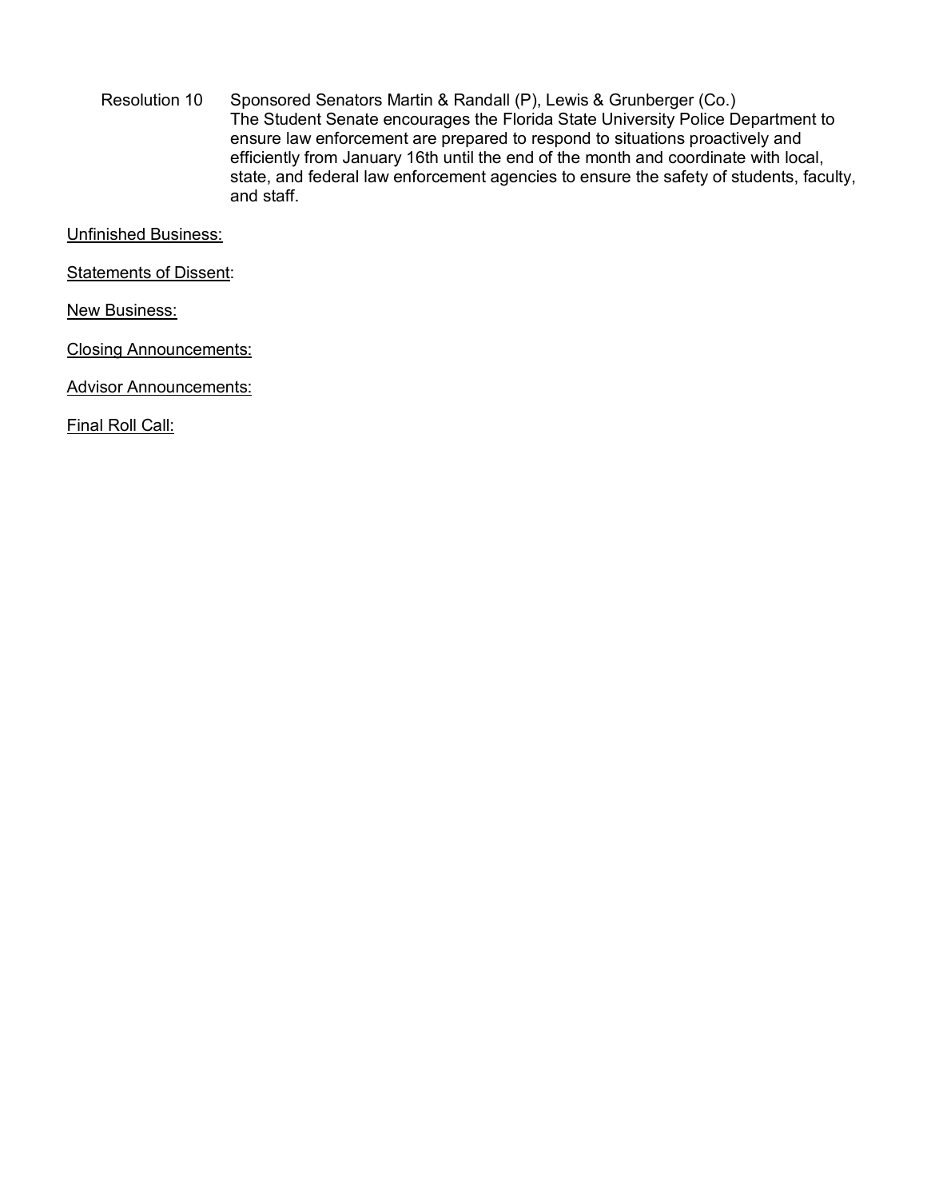Resolution 10 Sponsored Senators Martin & Randall (P), Lewis & Grunberger (Co.)
The Student Senate encourages the Florida State University Police Department to ensure law enforcement are prepared to respond to situations proactively and efficiently from January 16th until the end of the month and coordinate with local, state, and federal law enforcement agencies to ensure the safety of students, faculty, and staff.

Unfinished Business:

Statements of Dissent:

New Business:

Closing Announcements:

Advisor Announcements:

Final Roll Call: